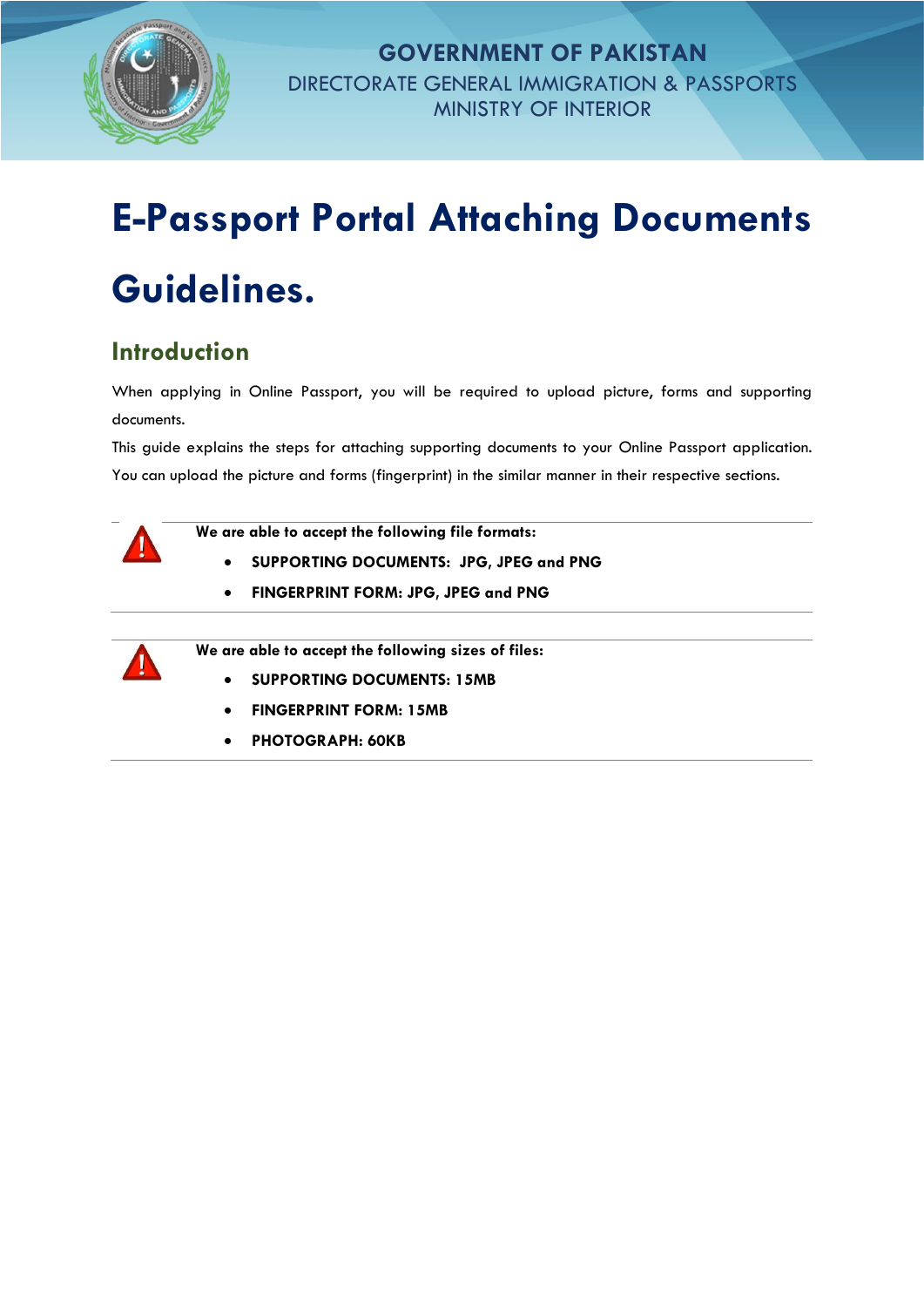GOVERNMENT OF PAKISTAN
DIRECTORATE GENERAL IMMIGRATION & PASSPORTS
MINISTRY OF INTERIOR

# E-Passport Portal Attaching Documents Guidelines.

## Introduction

When applying in Online Passport, you will be required to upload picture, forms and supporting documents.

This guide explains the steps for attaching supporting documents to your Online Passport application. You can upload the picture and forms (fingerprint) in the similar manner in their respective sections.

**We are able to accept the following file formats:**

- **SUPPORTING DOCUMENTS: JPG, JPEG and PNG**
- **FINGERPRINT FORM: JPG, JPEG and PNG**

**We are able to accept the following sizes of files:**

- **SUPPORTING DOCUMENTS: 15MB**
- **FINGERPRINT FORM: 15MB**
- **PHOTOGRAPH: 60KB**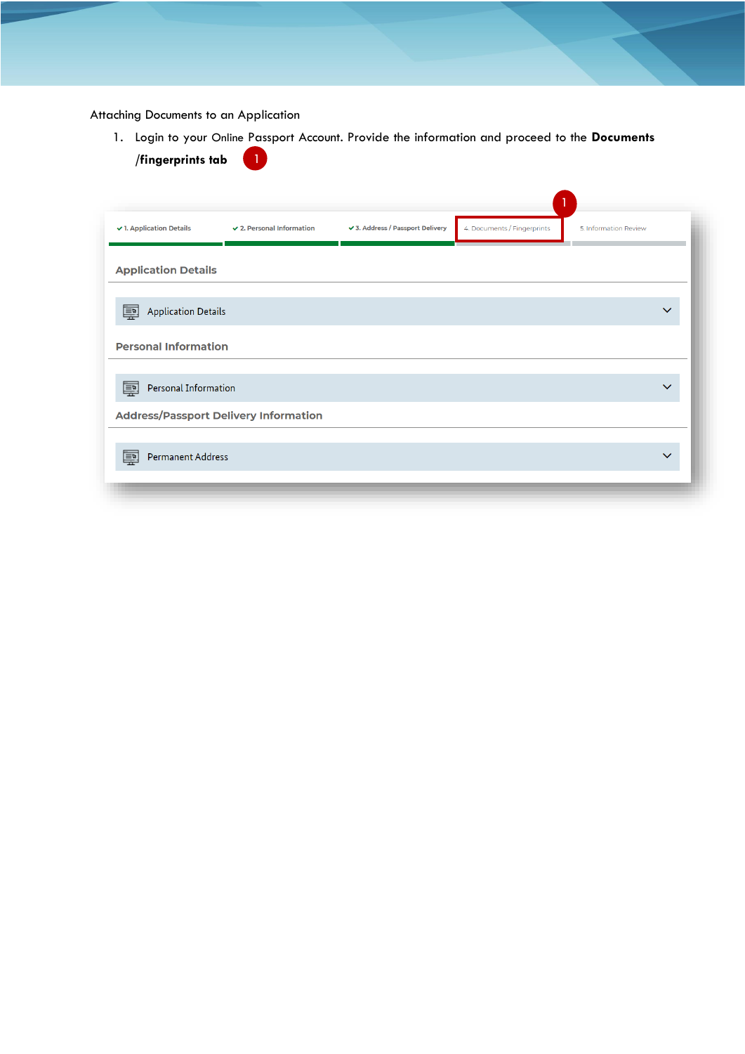Attaching Documents to an Application

1. Login to your Online Passport Account. Provide the information and proceed to the **Documents /fingerprints tab** 1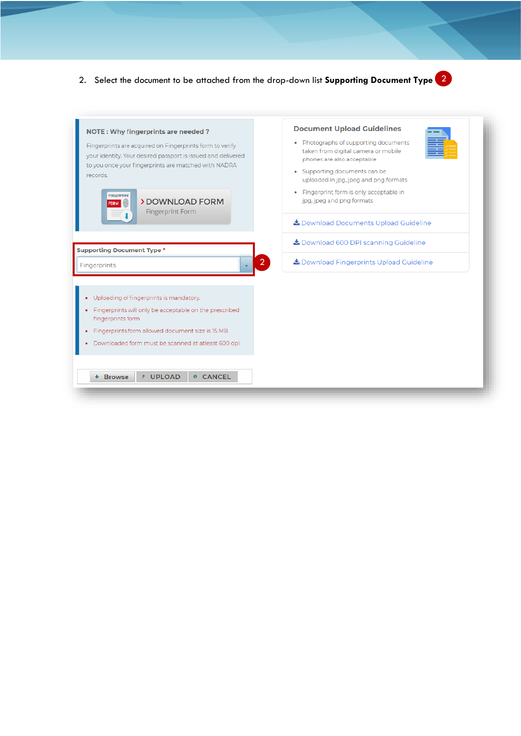2. Select the document to be attached from the drop-down list **Supporting Document Type** 2

**NOTE : Why fingerprints are needed ?**

Fingerprints are acquired on Fingerprints form to verify your identity. Your desired passport is issued and delivered to you once your fingerprints are matched with NADRA records.

DOWNLOAD FORM
Fingerprint Form

**Supporting Document Type** *

Fingerprints

2

- Uploading of fingerprints is mandatory.
- Fingerprints will only be acceptable on the prescribed fingerprints form
- Fingerprints form allowed document size is 15 MB
- Downloaded form must be scanned at atleast 600 dpi

+ Browse | UPLOAD | CANCEL

**Document Upload Guidelines**

- Photographs of supporting documents taken from digital camera or mobile phones are also acceptable
- Supporting documents can be uploaded in jpg, jpeg and png formats
- Fingerprint form is only acceptable in jpg, jpeg and png formats

Download Documents Upload Guideline

Download 600 DPI scanning Guideline

Download Fingerprints Upload Guideline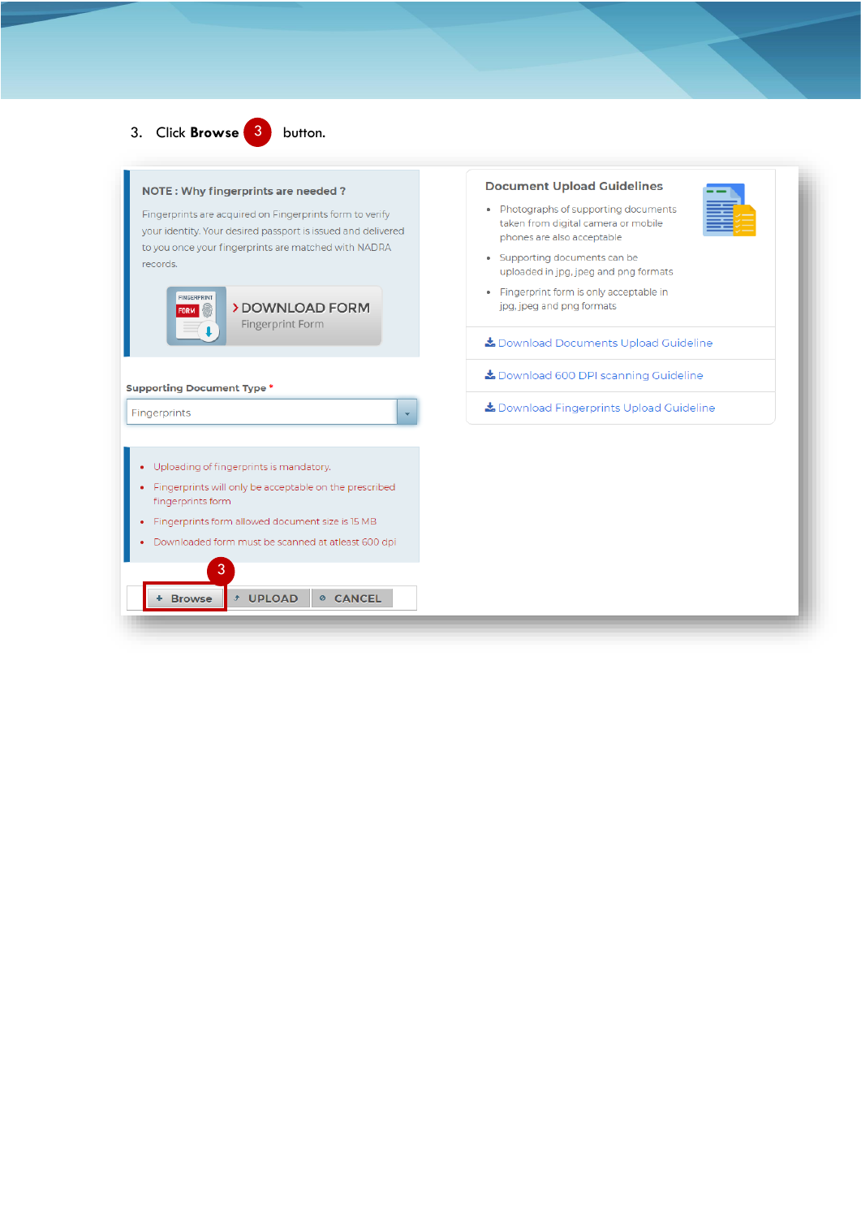3. Click **Browse** (3) button.

**NOTE : Why fingerprints are needed ?**

Fingerprints are acquired on Fingerprints form to verify your identity. Your desired passport is issued and delivered to you once your fingerprints are matched with NADRA records.

FINGERPRINT FORM

› DOWNLOAD FORM
Fingerprint Form

**Supporting Document Type** *

Fingerprints

- Uploading of fingerprints is mandatory.
- Fingerprints will only be acceptable on the prescribed fingerprints form
- Fingerprints form allowed document size is 15 MB
- Downloaded form must be scanned at atleast 600 dpi

(3)

+ Browse | UPLOAD | CANCEL

**Document Upload Guidelines**

- Photographs of supporting documents taken from digital camera or mobile phones are also acceptable
- Supporting documents can be uploaded in jpg, jpeg and png formats
- Fingerprint form is only acceptable in jpg, jpeg and png formats

Download Documents Upload Guideline

Download 600 DPI scanning Guideline

Download Fingerprints Upload Guideline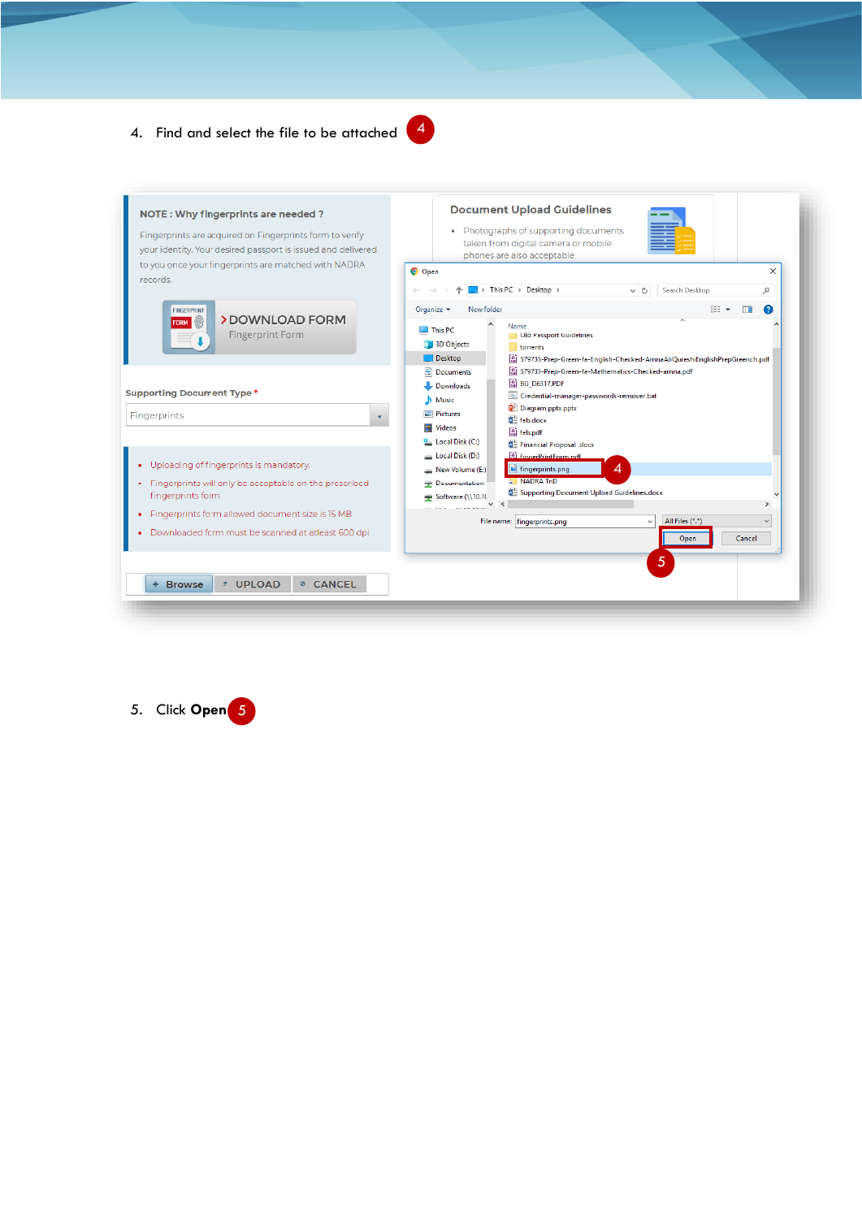4. Find and select the file to be attached 4

5. Click **Open** 5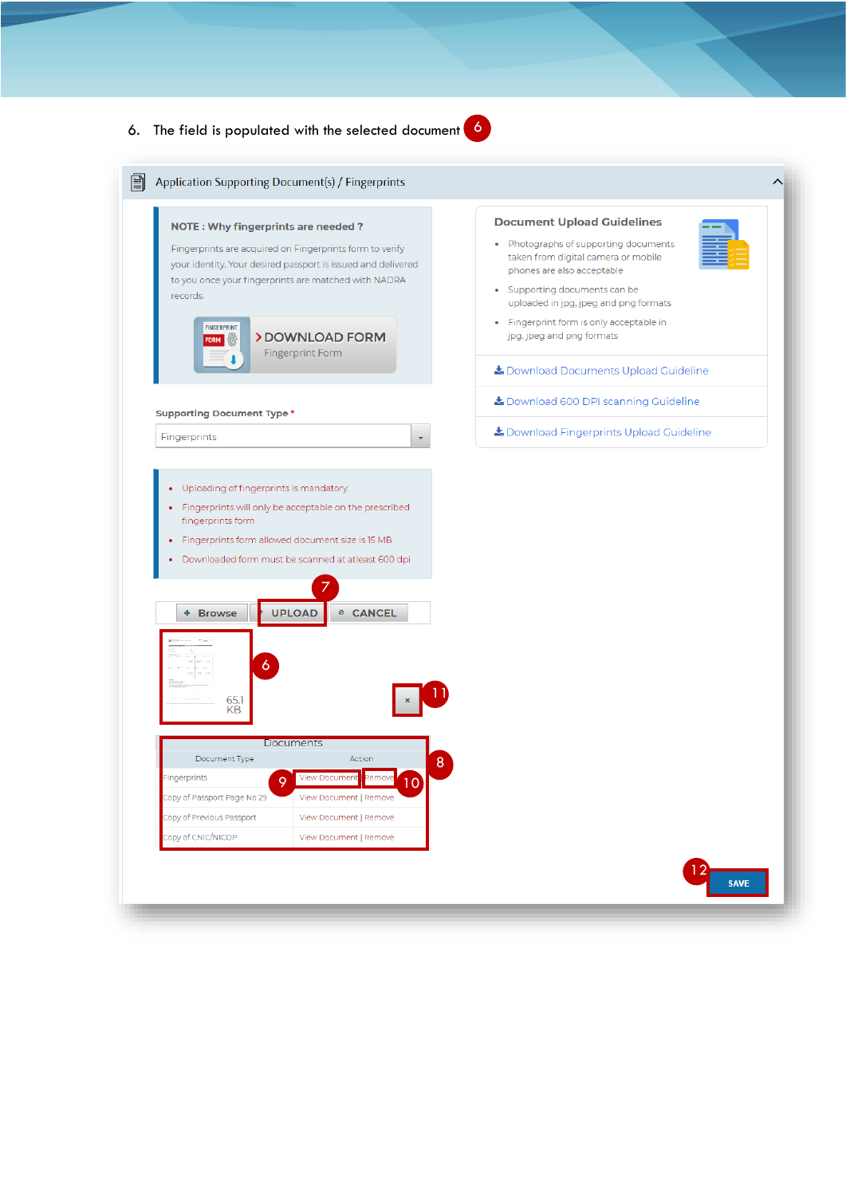6. The field is populated with the selected document 6

Application Supporting Document(s) / Fingerprints

**NOTE : Why fingerprints are needed ?**

Fingerprints are acquired on Fingerprints form to verify your identity. Your desired passport is issued and delivered to you once your fingerprints are matched with NADRA records.

DOWNLOAD FORM
Fingerprint Form

**Document Upload Guidelines**

- Photographs of supporting documents taken from digital camera or mobile phones are also acceptable
- Supporting documents can be uploaded in jpg, jpeg and png formats
- Fingerprint form is only acceptable in jpg, jpeg and png formats

Download Documents Upload Guideline

Download 600 DPI scanning Guideline

Download Fingerprints Upload Guideline

Supporting Document Type *

Fingerprints

- Uploading of fingerprints is mandatory.
- Fingerprints will only be acceptable on the prescribed fingerprints form
- Fingerprints form allowed document size is 15 MB
- Downloaded form must be scanned at atleast 600 dpi

Browse | UPLOAD 7 | CANCEL

65.1 KB 6

× 11

Documents 8

| Document Type | Action |
|---|---|
| Fingerprints | View Document 9 \| Remove 10 |
| Copy of Passport Page No 29 | View Document \| Remove |
| Copy of Previous Passport | View Document \| Remove |
| Copy of CNIC/NICOP | View Document \| Remove |

12 SAVE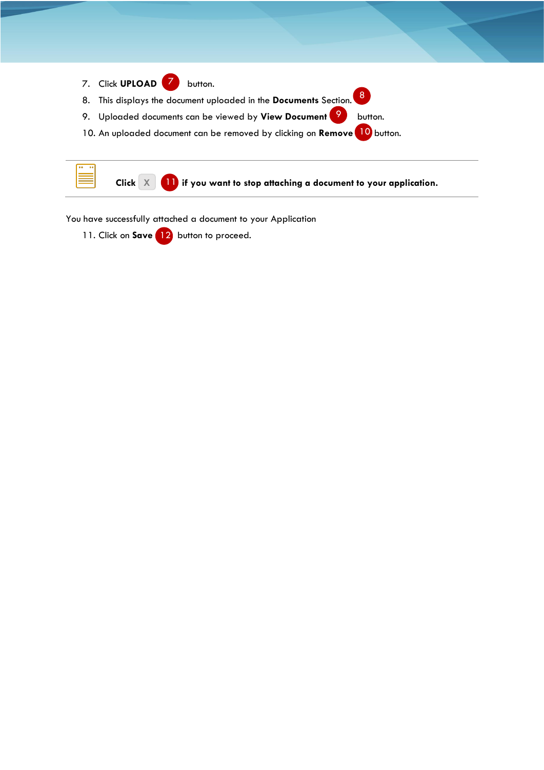7. Click **UPLOAD** 7 button.
8. This displays the document uploaded in the **Documents** Section. 8
9. Uploaded documents can be viewed by **View Document** 9 button.
10. An uploaded document can be removed by clicking on **Remove** 10 button.

---

**Click X 11 if you want to stop attaching a document to your application.**

---

You have successfully attached a document to your Application

11. Click on **Save** 12 button to proceed.